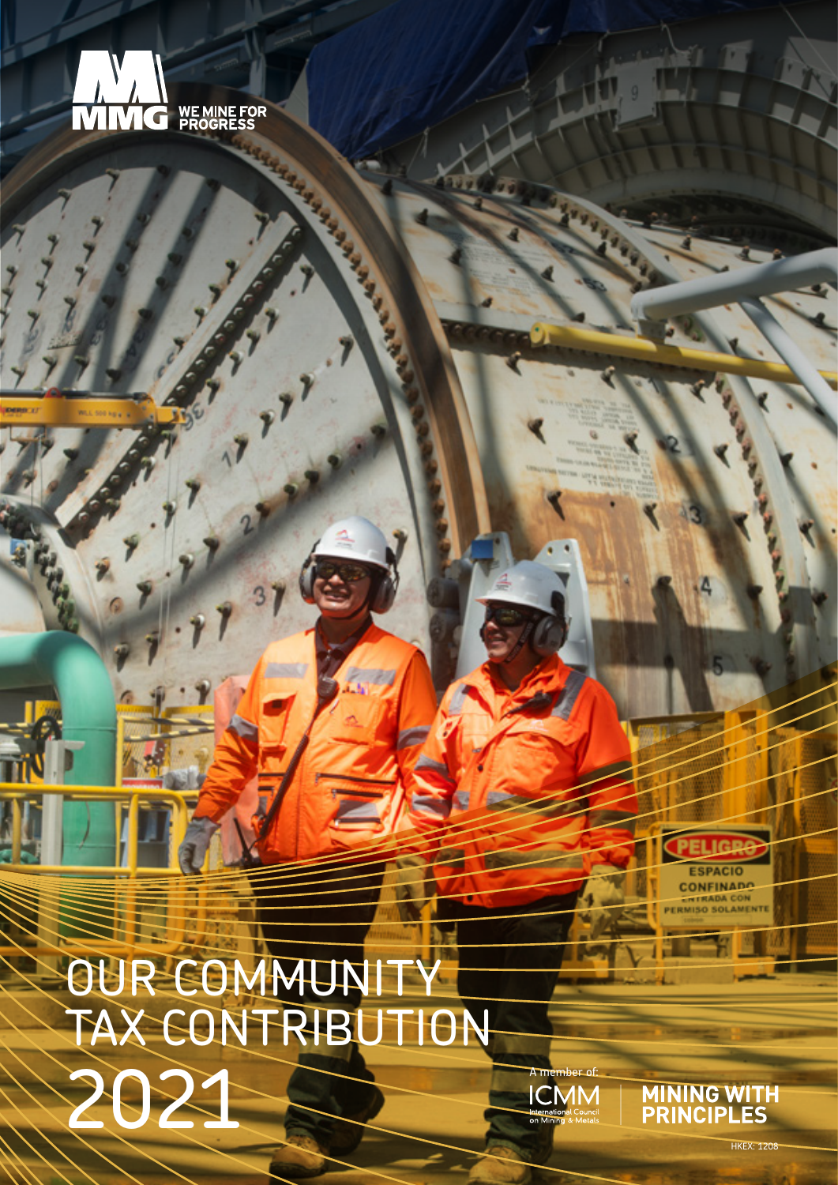MMG WE MINE FOR PROGRESS

# OUR COMMUNITY TAX CONTRIBUTION 2021

A member of: ICMM International Council on Mining & Metals

MINING WITH PRINCIPLES

HKEX: 1208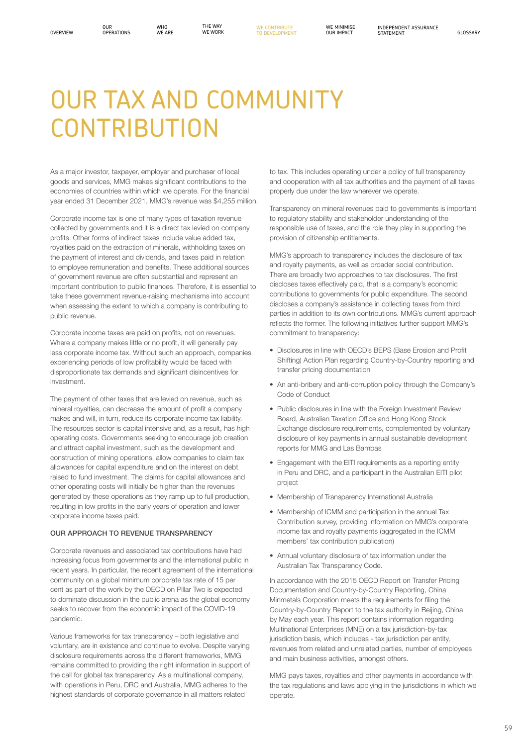# OUR TAX AND COMMUNITY CONTRIBUTION

As a major investor, taxpayer, employer and purchaser of local goods and services, MMG makes significant contributions to the economies of countries within which we operate. For the financial year ended 31 December 2021, MMG's revenue was $4,255 million.

Corporate income tax is one of many types of taxation revenue collected by governments and it is a direct tax levied on company profits. Other forms of indirect taxes include value added tax, royalties paid on the extraction of minerals, withholding taxes on the payment of interest and dividends, and taxes paid in relation to employee remuneration and benefits. These additional sources of government revenue are often substantial and represent an important contribution to public finances. Therefore, it is essential to take these government revenue-raising mechanisms into account when assessing the extent to which a company is contributing to public revenue.

Corporate income taxes are paid on profits, not on revenues. Where a company makes little or no profit, it will generally pay less corporate income tax. Without such an approach, companies experiencing periods of low profitability would be faced with disproportionate tax demands and significant disincentives for investment.

The payment of other taxes that are levied on revenue, such as mineral royalties, can decrease the amount of profit a company makes and will, in turn, reduce its corporate income tax liability. The resources sector is capital intensive and, as a result, has high operating costs. Governments seeking to encourage job creation and attract capital investment, such as the development and construction of mining operations, allow companies to claim tax allowances for capital expenditure and on the interest on debt raised to fund investment. The claims for capital allowances and other operating costs will initially be higher than the revenues generated by these operations as they ramp up to full production, resulting in low profits in the early years of operation and lower corporate income taxes paid.

### OUR APPROACH TO REVENUE TRANSPARENCY

Corporate revenues and associated tax contributions have had increasing focus from governments and the international public in recent years. In particular, the recent agreement of the international community on a global minimum corporate tax rate of 15 per cent as part of the work by the OECD on Pillar Two is expected to dominate discussion in the public arena as the global economy seeks to recover from the economic impact of the COVID-19 pandemic.

Various frameworks for tax transparency – both legislative and voluntary, are in existence and continue to evolve. Despite varying disclosure requirements across the different frameworks, MMG remains committed to providing the right information in support of the call for global tax transparency. As a multinational company, with operations in Peru, DRC and Australia, MMG adheres to the highest standards of corporate governance in all matters related to tax. This includes operating under a policy of full transparency and cooperation with all tax authorities and the payment of all taxes properly due under the law wherever we operate.

Transparency on mineral revenues paid to governments is important to regulatory stability and stakeholder understanding of the responsible use of taxes, and the role they play in supporting the provision of citizenship entitlements.

MMG's approach to transparency includes the disclosure of tax and royalty payments, as well as broader social contribution. There are broadly two approaches to tax disclosures. The first discloses taxes effectively paid, that is a company's economic contributions to governments for public expenditure. The second discloses a company's assistance in collecting taxes from third parties in addition to its own contributions. MMG's current approach reflects the former. The following initiatives further support MMG's commitment to transparency:

- Disclosures in line with OECD's BEPS (Base Erosion and Profit Shifting) Action Plan regarding Country-by-Country reporting and transfer pricing documentation
- An anti-bribery and anti-corruption policy through the Company's Code of Conduct
- Public disclosures in line with the Foreign Investment Review Board, Australian Taxation Office and Hong Kong Stock Exchange disclosure requirements, complemented by voluntary disclosure of key payments in annual sustainable development reports for MMG and Las Bambas
- Engagement with the EITI requirements as a reporting entity in Peru and DRC, and a participant in the Australian EITI pilot project
- Membership of Transparency International Australia
- Membership of ICMM and participation in the annual Tax Contribution survey, providing information on MMG's corporate income tax and royalty payments (aggregated in the ICMM members' tax contribution publication)
- Annual voluntary disclosure of tax information under the Australian Tax Transparency Code.

In accordance with the 2015 OECD Report on Transfer Pricing Documentation and Country-by-Country Reporting, China Minmetals Corporation meets the requirements for filing the Country-by-Country Report to the tax authority in Beijing, China by May each year. This report contains information regarding Multinational Enterprises (MNE) on a tax jurisdiction-by-tax jurisdiction basis, which includes - tax jurisdiction per entity, revenues from related and unrelated parties, number of employees and main business activities, amongst others.

MMG pays taxes, royalties and other payments in accordance with the tax regulations and laws applying in the jurisdictions in which we operate.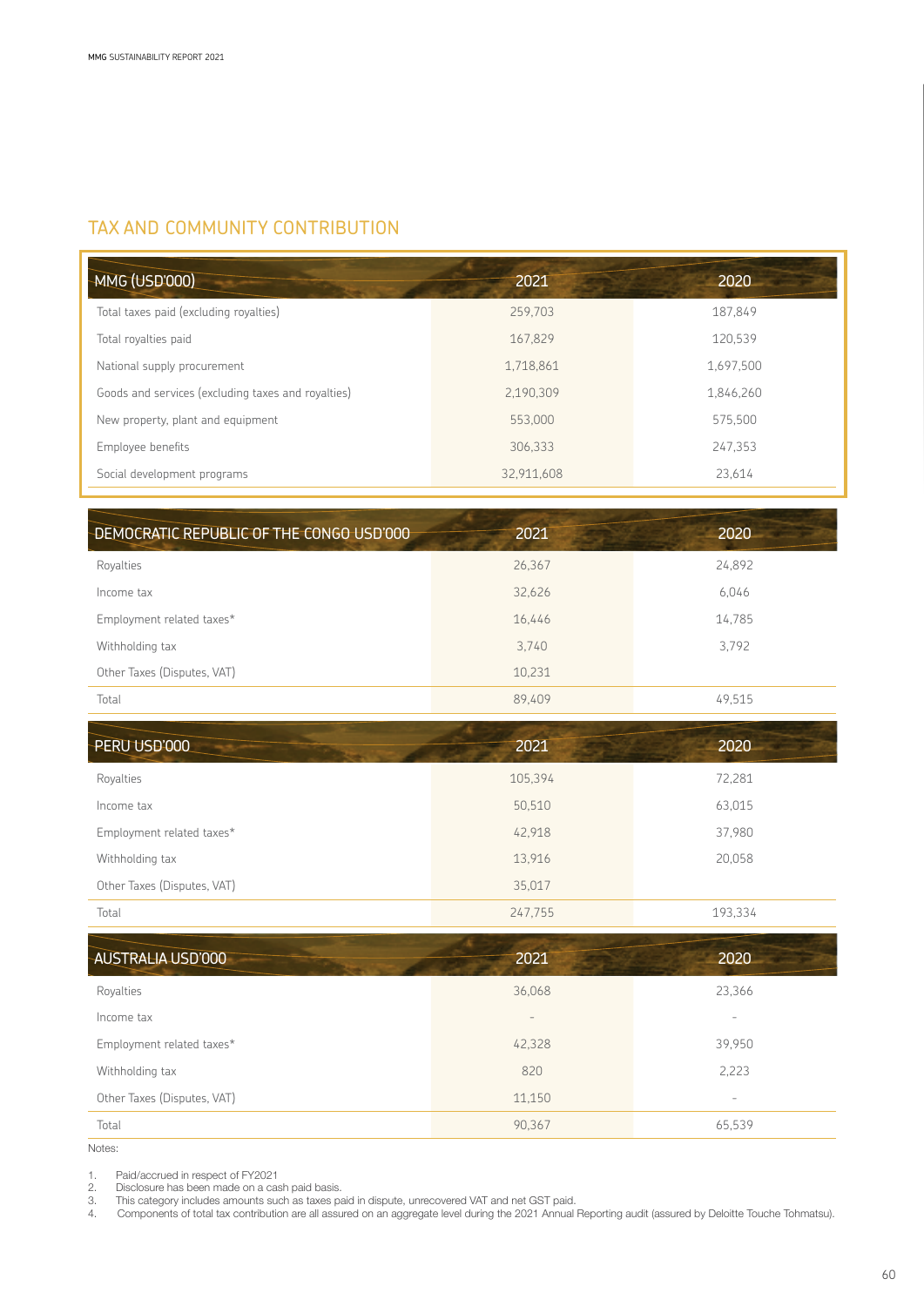## TAX AND COMMUNITY CONTRIBUTION

| MMG (USD'000) | 2021 | 2020 |
|---|---|---|
| Total taxes paid (excluding royalties) | 259,703 | 187,849 |
| Total royalties paid | 167,829 | 120,539 |
| National supply procurement | 1,718,861 | 1,697,500 |
| Goods and services (excluding taxes and royalties) | 2,190,309 | 1,846,260 |
| New property, plant and equipment | 553,000 | 575,500 |
| Employee benefits | 306,333 | 247,353 |
| Social development programs | 32,911,608 | 23,614 |

| DEMOCRATIC REPUBLIC OF THE CONGO USD'000 | 2021 | 2020 |
|---|---|---|
| Royalties | 26,367 | 24,892 |
| Income tax | 32,626 | 6,046 |
| Employment related taxes* | 16,446 | 14,785 |
| Withholding tax | 3,740 | 3,792 |
| Other Taxes (Disputes, VAT) | 10,231 | |
| Total | 89,409 | 49,515 |

| PERU USD'000 | 2021 | 2020 |
|---|---|---|
| Royalties | 105,394 | 72,281 |
| Income tax | 50,510 | 63,015 |
| Employment related taxes* | 42,918 | 37,980 |
| Withholding tax | 13,916 | 20,058 |
| Other Taxes (Disputes, VAT) | 35,017 | |
| Total | 247,755 | 193,334 |

| AUSTRALIA USD'000 | 2021 | 2020 |
|---|---|---|
| Royalties | 36,068 | 23,366 |
| Income tax | - | - |
| Employment related taxes* | 42,328 | 39,950 |
| Withholding tax | 820 | 2,223 |
| Other Taxes (Disputes, VAT) | 11,150 | - |
| Total | 90,367 | 65,539 |

Notes:

1. Paid/accrued in respect of FY2021
2. Disclosure has been made on a cash paid basis.
3. This category includes amounts such as taxes paid in dispute, unrecovered VAT and net GST paid.
4. Components of total tax contribution are all assured on an aggregate level during the 2021 Annual Reporting audit (assured by Deloitte Touche Tohmatsu).